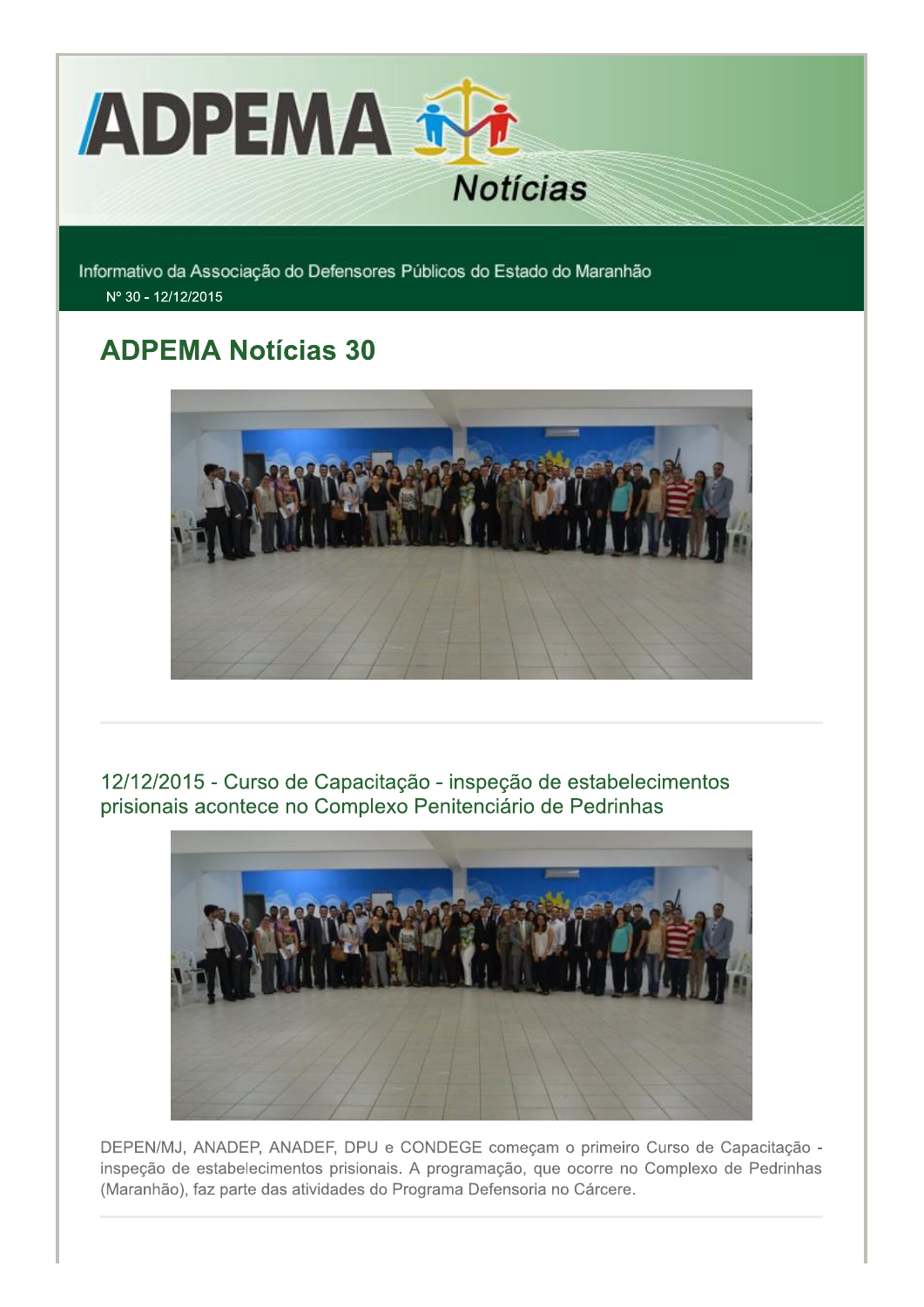# ADPEMA Notícias

Informativo da Associação do Defensores Públicos do Estado do Maranhão

Nº 30 - 12/12/2015

## ADPEMA Notícias 30

### 12/12/2015 - Curso de Capacitação - inspeção de estabelecimentos prisionais acontece no Complexo Penitenciário de Pedrinhas

DEPEN/MJ, ANADEP, ANADEF, DPU e CONDEGE começam o primeiro Curso de Capacitação - inspeção de estabelecimentos prisionais. A programação, que ocorre no Complexo de Pedrinhas (Maranhão), faz parte das atividades do Programa Defensoria no Cárcere.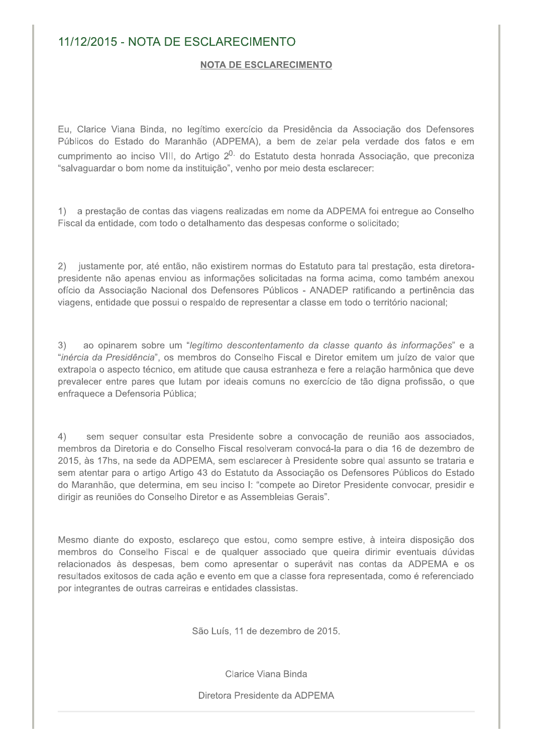## 11/12/2015 - NOTA DE ESCLARECIMENTO

**NOTA DE ESCLARECIMENTO**

Eu, Clarice Viana Binda, no legítimo exercício da Presidência da Associação dos Defensores Públicos do Estado do Maranhão (ADPEMA), a bem de zelar pela verdade dos fatos e em cumprimento ao inciso VIII, do Artigo 2º. do Estatuto desta honrada Associação, que preconiza "salvaguardar o bom nome da instituição", venho por meio desta esclarecer:

1) a prestação de contas das viagens realizadas em nome da ADPEMA foi entregue ao Conselho Fiscal da entidade, com todo o detalhamento das despesas conforme o solicitado;

2) justamente por, até então, não existirem normas do Estatuto para tal prestação, esta diretora-presidente não apenas enviou as informações solicitadas na forma acima, como também anexou ofício da Associação Nacional dos Defensores Públicos - ANADEP ratificando a pertinência das viagens, entidade que possui o respaldo de representar a classe em todo o território nacional;

3) ao opinarem sobre um "*legítimo descontentamento da classe quanto às informações*" e a "*inércia da Presidência*", os membros do Conselho Fiscal e Diretor emitem um juízo de valor que extrapola o aspecto técnico, em atitude que causa estranheza e fere a relação harmônica que deve prevalecer entre pares que lutam por ideais comuns no exercício de tão digna profissão, o que enfraquece a Defensoria Pública;

4) sem sequer consultar esta Presidente sobre a convocação de reunião aos associados, membros da Diretoria e do Conselho Fiscal resolveram convocá-la para o dia 16 de dezembro de 2015, às 17hs, na sede da ADPEMA, sem esclarecer à Presidente sobre qual assunto se trataria e sem atentar para o artigo Artigo 43 do Estatuto da Associação os Defensores Públicos do Estado do Maranhão, que determina, em seu inciso I: "compete ao Diretor Presidente convocar, presidir e dirigir as reuniões do Conselho Diretor e as Assembleias Gerais".

Mesmo diante do exposto, esclareço que estou, como sempre estive, à inteira disposição dos membros do Conselho Fiscal e de qualquer associado que queira dirimir eventuais dúvidas relacionados às despesas, bem como apresentar o superávit nas contas da ADPEMA e os resultados exitosos de cada ação e evento em que a classe fora representada, como é referenciado por integrantes de outras carreiras e entidades classistas.

São Luís, 11 de dezembro de 2015.

Clarice Viana Binda

Diretora Presidente da ADPEMA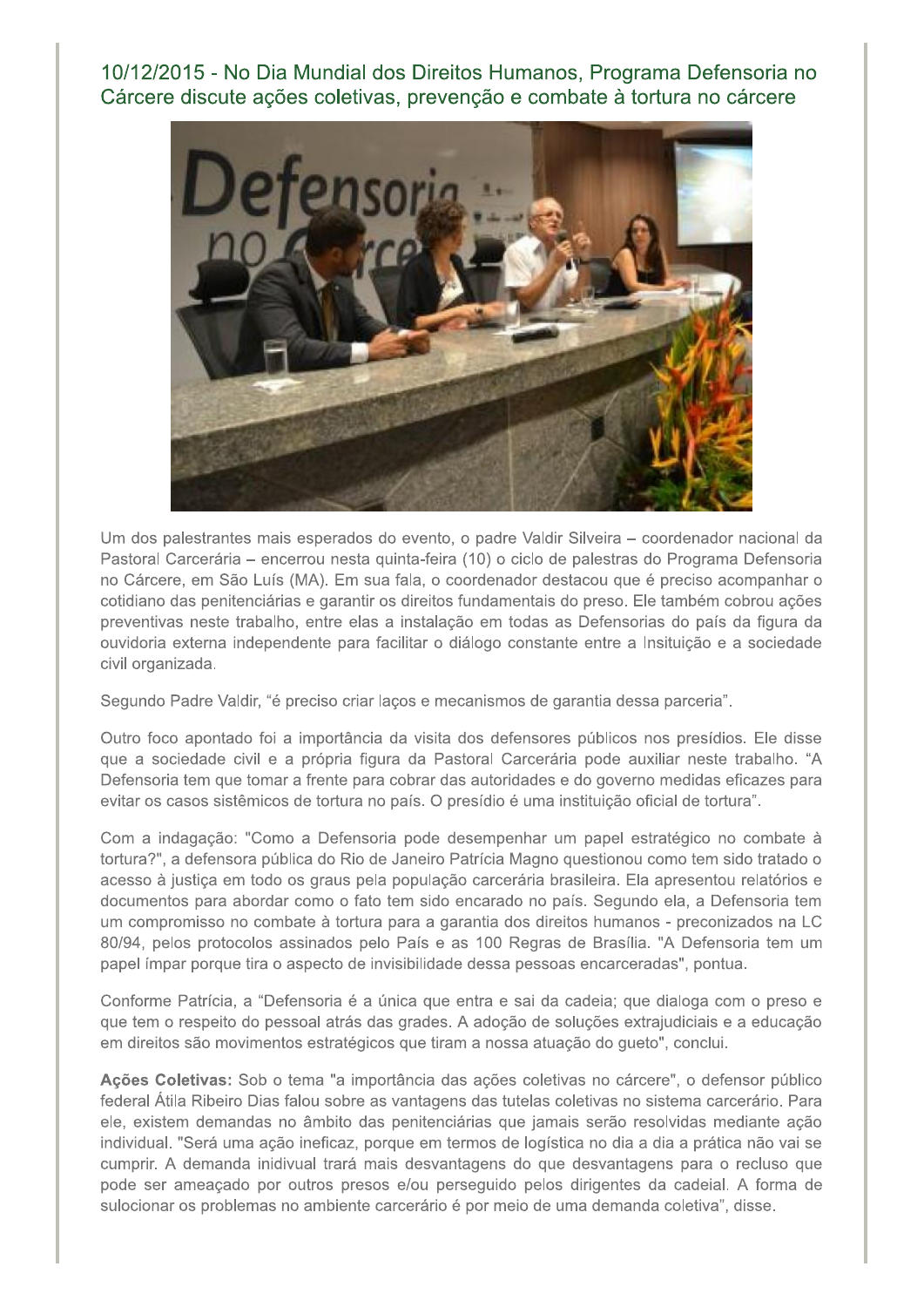## 10/12/2015 - No Dia Mundial dos Direitos Humanos, Programa Defensoria no Cárcere discute ações coletivas, prevenção e combate à tortura no cárcere

Um dos palestrantes mais esperados do evento, o padre Valdir Silveira – coordenador nacional da Pastoral Carcerária – encerrou nesta quinta-feira (10) o ciclo de palestras do Programa Defensoria no Cárcere, em São Luís (MA). Em sua fala, o coordenador destacou que é preciso acompanhar o cotidiano das penitenciárias e garantir os direitos fundamentais do preso. Ele também cobrou ações preventivas neste trabalho, entre elas a instalação em todas as Defensorias do país da figura da ouvidoria externa independente para facilitar o diálogo constante entre a Insituição e a sociedade civil organizada.

Segundo Padre Valdir, "é preciso criar laços e mecanismos de garantia dessa parceria".

Outro foco apontado foi a importância da visita dos defensores públicos nos presídios. Ele disse que a sociedade civil e a própria figura da Pastoral Carcerária pode auxiliar neste trabalho. "A Defensoria tem que tomar a frente para cobrar das autoridades e do governo medidas eficazes para evitar os casos sistêmicos de tortura no país. O presídio é uma instituição oficial de tortura".

Com a indagação: "Como a Defensoria pode desempenhar um papel estratégico no combate à tortura?", a defensora pública do Rio de Janeiro Patrícia Magno questionou como tem sido tratado o acesso à justiça em todo os graus pela população carcerária brasileira. Ela apresentou relatórios e documentos para abordar como o fato tem sido encarado no país. Segundo ela, a Defensoria tem um compromisso no combate à tortura para a garantia dos direitos humanos - preconizados na LC 80/94, pelos protocolos assinados pelo País e as 100 Regras de Brasília. "A Defensoria tem um papel ímpar porque tira o aspecto de invisibilidade dessa pessoas encarceradas", pontua.

Conforme Patrícia, a "Defensoria é a única que entra e sai da cadeia; que dialoga com o preso e que tem o respeito do pessoal atrás das grades. A adoção de soluções extrajudiciais e a educação em direitos são movimentos estratégicos que tiram a nossa atuação do gueto", conclui.

**Ações Coletivas:** Sob o tema "a importância das ações coletivas no cárcere", o defensor público federal Átila Ribeiro Dias falou sobre as vantagens das tutelas coletivas no sistema carcerário. Para ele, existem demandas no âmbito das penitenciárias que jamais serão resolvidas mediante ação individual. "Será uma ação ineficaz, porque em termos de logística no dia a dia a prática não vai se cumprir. A demanda inidivual trará mais desvantagens do que desvantagens para o recluso que pode ser ameaçado por outros presos e/ou perseguido pelos dirigentes da cadeial. A forma de sulocionar os problemas no ambiente carcerário é por meio de uma demanda coletiva", disse.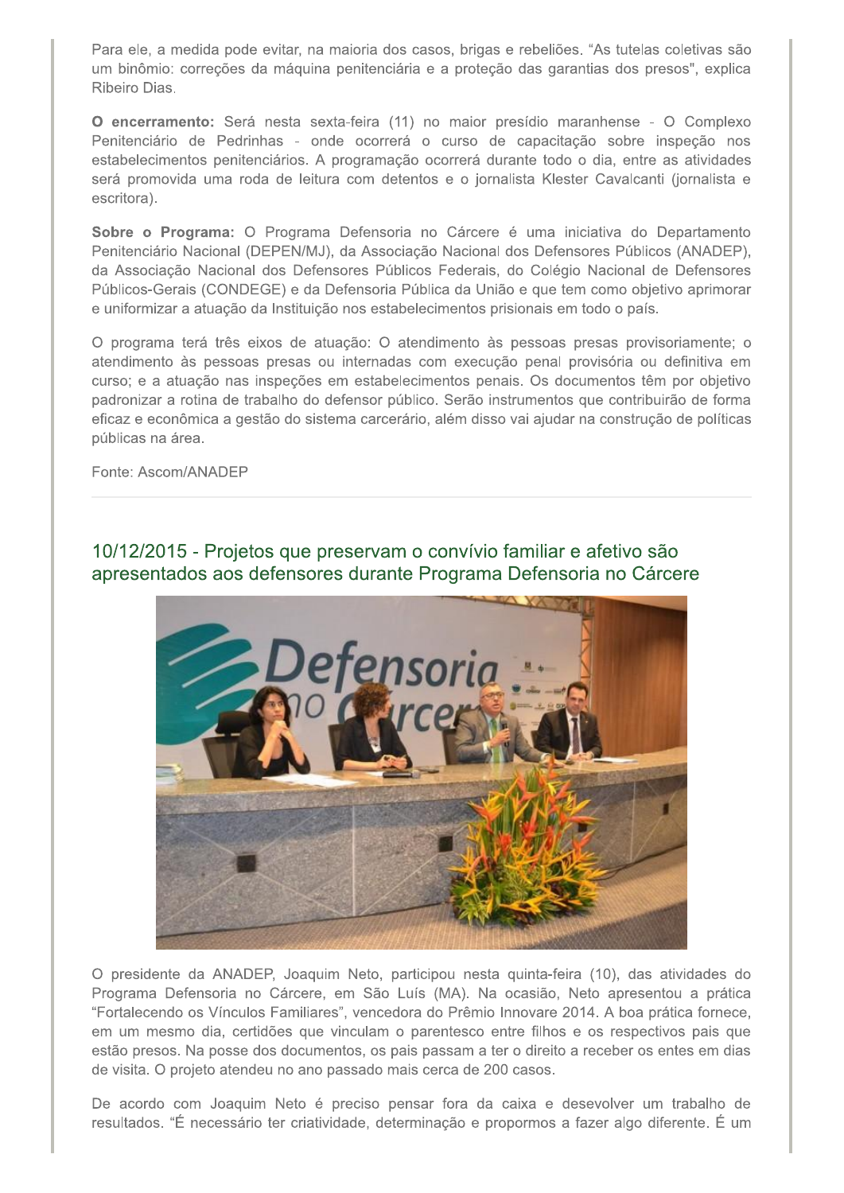Para ele, a medida pode evitar, na maioria dos casos, brigas e rebeliões. "As tutelas coletivas são um binômio: correções da máquina penitenciária e a proteção das garantias dos presos", explica Ribeiro Dias.

**O encerramento:** Será nesta sexta-feira (11) no maior presídio maranhense - O Complexo Penitenciário de Pedrinhas - onde ocorrerá o curso de capacitação sobre inspeção nos estabelecimentos penitenciários. A programação ocorrerá durante todo o dia, entre as atividades será promovida uma roda de leitura com detentos e o jornalista Klester Cavalcanti (jornalista e escritora).

**Sobre o Programa:** O Programa Defensoria no Cárcere é uma iniciativa do Departamento Penitenciário Nacional (DEPEN/MJ), da Associação Nacional dos Defensores Públicos (ANADEP), da Associação Nacional dos Defensores Públicos Federais, do Colégio Nacional de Defensores Públicos-Gerais (CONDEGE) e da Defensoria Pública da União e que tem como objetivo aprimorar e uniformizar a atuação da Instituição nos estabelecimentos prisionais em todo o país.

O programa terá três eixos de atuação: O atendimento às pessoas presas provisoriamente; o atendimento às pessoas presas ou internadas com execução penal provisória ou definitiva em curso; e a atuação nas inspeções em estabelecimentos penais. Os documentos têm por objetivo padronizar a rotina de trabalho do defensor público. Serão instrumentos que contribuirão de forma eficaz e econômica a gestão do sistema carcerário, além disso vai ajudar na construção de políticas públicas na área.

Fonte: Ascom/ANADEP

---

## 10/12/2015 - Projetos que preservam o convívio familiar e afetivo são apresentados aos defensores durante Programa Defensoria no Cárcere

O presidente da ANADEP, Joaquim Neto, participou nesta quinta-feira (10), das atividades do Programa Defensoria no Cárcere, em São Luís (MA). Na ocasião, Neto apresentou a prática "Fortalecendo os Vínculos Familiares", vencedora do Prêmio Innovare 2014. A boa prática fornece, em um mesmo dia, certidões que vinculam o parentesco entre filhos e os respectivos pais que estão presos. Na posse dos documentos, os pais passam a ter o direito a receber os entes em dias de visita. O projeto atendeu no ano passado mais cerca de 200 casos.

De acordo com Joaquim Neto é preciso pensar fora da caixa e desevolver um trabalho de resultados. "É necessário ter criatividade, determinação e propormos a fazer algo diferente. É um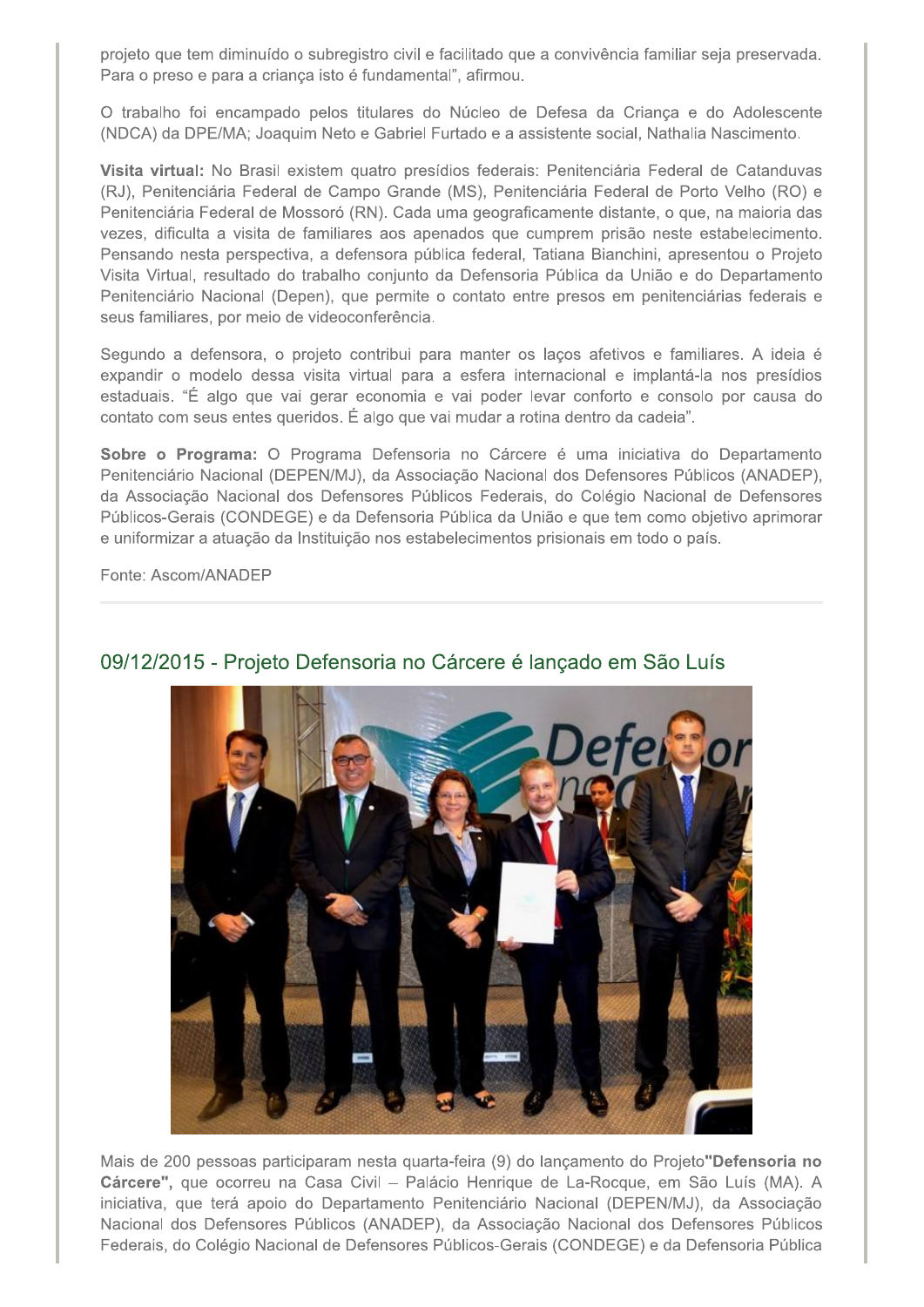projeto que tem diminuído o subregistro civil e facilitado que a convivência familiar seja preservada. Para o preso e para a criança isto é fundamental", afirmou.

O trabalho foi encampado pelos titulares do Núcleo de Defesa da Criança e do Adolescente (NDCA) da DPE/MA; Joaquim Neto e Gabriel Furtado e a assistente social, Nathalia Nascimento.

**Visita virtual:** No Brasil existem quatro presídios federais: Penitenciária Federal de Catanduvas (RJ), Penitenciária Federal de Campo Grande (MS), Penitenciária Federal de Porto Velho (RO) e Penitenciária Federal de Mossoró (RN). Cada uma geograficamente distante, o que, na maioria das vezes, dificulta a visita de familiares aos apenados que cumprem prisão neste estabelecimento. Pensando nesta perspectiva, a defensora pública federal, Tatiana Bianchini, apresentou o Projeto Visita Virtual, resultado do trabalho conjunto da Defensoria Pública da União e do Departamento Penitenciário Nacional (Depen), que permite o contato entre presos em penitenciárias federais e seus familiares, por meio de videoconferência.

Segundo a defensora, o projeto contribui para manter os laços afetivos e familiares. A ideia é expandir o modelo dessa visita virtual para a esfera internacional e implantá-la nos presídios estaduais. "É algo que vai gerar economia e vai poder levar conforto e consolo por causa do contato com seus entes queridos. É algo que vai mudar a rotina dentro da cadeia".

**Sobre o Programa:** O Programa Defensoria no Cárcere é uma iniciativa do Departamento Penitenciário Nacional (DEPEN/MJ), da Associação Nacional dos Defensores Públicos (ANADEP), da Associação Nacional dos Defensores Públicos Federais, do Colégio Nacional de Defensores Públicos-Gerais (CONDEGE) e da Defensoria Pública da União e que tem como objetivo aprimorar e uniformizar a atuação da Instituição nos estabelecimentos prisionais em todo o país.

Fonte: Ascom/ANADEP

## 09/12/2015 - Projeto Defensoria no Cárcere é lançado em São Luís

Mais de 200 pessoas participaram nesta quarta-feira (9) do lançamento do Projeto **"Defensoria no Cárcere",** que ocorreu na Casa Civil – Palácio Henrique de La-Rocque, em São Luís (MA). A iniciativa, que terá apoio do Departamento Penitenciário Nacional (DEPEN/MJ), da Associação Nacional dos Defensores Públicos (ANADEP), da Associação Nacional dos Defensores Públicos Federais, do Colégio Nacional de Defensores Públicos-Gerais (CONDEGE) e da Defensoria Pública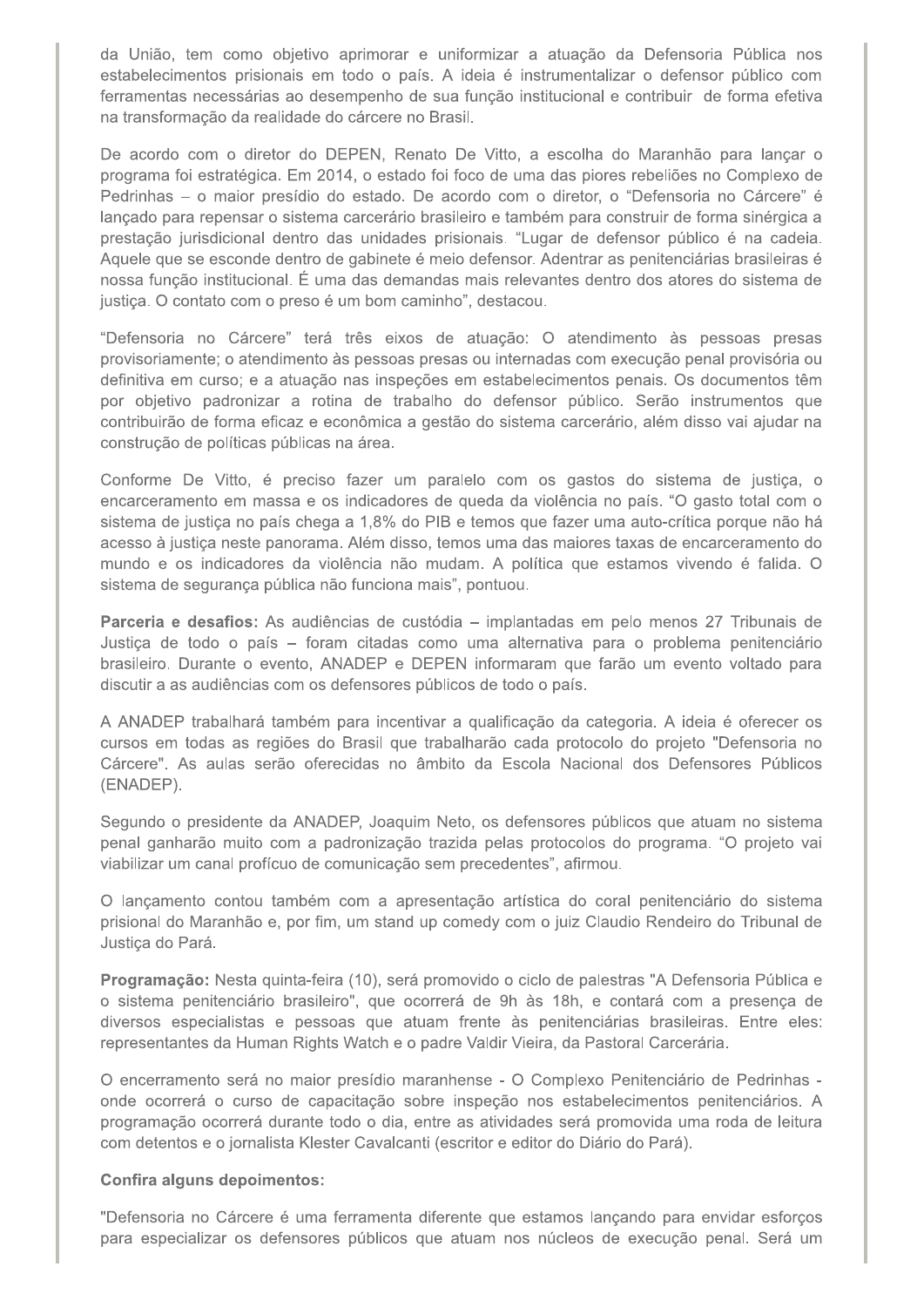da União, tem como objetivo aprimorar e uniformizar a atuação da Defensoria Pública nos estabelecimentos prisionais em todo o país. A ideia é instrumentalizar o defensor público com ferramentas necessárias ao desempenho de sua função institucional e contribuir de forma efetiva na transformação da realidade do cárcere no Brasil.

De acordo com o diretor do DEPEN, Renato De Vitto, a escolha do Maranhão para lançar o programa foi estratégica. Em 2014, o estado foi foco de uma das piores rebeliões no Complexo de Pedrinhas – o maior presídio do estado. De acordo com o diretor, o "Defensoria no Cárcere" é lançado para repensar o sistema carcerário brasileiro e também para construir de forma sinérgica a prestação jurisdicional dentro das unidades prisionais. "Lugar de defensor público é na cadeia. Aquele que se esconde dentro de gabinete é meio defensor. Adentrar as penitenciárias brasileiras é nossa função institucional. É uma das demandas mais relevantes dentro dos atores do sistema de justiça. O contato com o preso é um bom caminho", destacou.

"Defensoria no Cárcere" terá três eixos de atuação: O atendimento às pessoas presas provisoriamente; o atendimento às pessoas presas ou internadas com execução penal provisória ou definitiva em curso; e a atuação nas inspeções em estabelecimentos penais. Os documentos têm por objetivo padronizar a rotina de trabalho do defensor público. Serão instrumentos que contribuirão de forma eficaz e econômica a gestão do sistema carcerário, além disso vai ajudar na construção de políticas públicas na área.

Conforme De Vitto, é preciso fazer um paralelo com os gastos do sistema de justiça, o encarceramento em massa e os indicadores de queda da violência no país. "O gasto total com o sistema de justiça no país chega a 1,8% do PIB e temos que fazer uma auto-crítica porque não há acesso à justiça neste panorama. Além disso, temos uma das maiores taxas de encarceramento do mundo e os indicadores da violência não mudam. A política que estamos vivendo é falida. O sistema de segurança pública não funciona mais", pontuou.

**Parceria e desafios:** As audiências de custódia – implantadas em pelo menos 27 Tribunais de Justiça de todo o país – foram citadas como uma alternativa para o problema penitenciário brasileiro. Durante o evento, ANADEP e DEPEN informaram que farão um evento voltado para discutir a as audiências com os defensores públicos de todo o país.

A ANADEP trabalhará também para incentivar a qualificação da categoria. A ideia é oferecer os cursos em todas as regiões do Brasil que trabalharão cada protocolo do projeto "Defensoria no Cárcere". As aulas serão oferecidas no âmbito da Escola Nacional dos Defensores Públicos (ENADEP).

Segundo o presidente da ANADEP, Joaquim Neto, os defensores públicos que atuam no sistema penal ganharão muito com a padronização trazida pelas protocolos do programa. "O projeto vai viabilizar um canal profícuo de comunicação sem precedentes", afirmou.

O lançamento contou também com a apresentação artística do coral penitenciário do sistema prisional do Maranhão e, por fim, um stand up comedy com o juiz Claudio Rendeiro do Tribunal de Justiça do Pará.

**Programação:** Nesta quinta-feira (10), será promovido o ciclo de palestras "A Defensoria Pública e o sistema penitenciário brasileiro", que ocorrerá de 9h às 18h, e contará com a presença de diversos especialistas e pessoas que atuam frente às penitenciárias brasileiras. Entre eles: representantes da Human Rights Watch e o padre Valdir Vieira, da Pastoral Carcerária.

O encerramento será no maior presídio maranhense - O Complexo Penitenciário de Pedrinhas - onde ocorrerá o curso de capacitação sobre inspeção nos estabelecimentos penitenciários. A programação ocorrerá durante todo o dia, entre as atividades será promovida uma roda de leitura com detentos e o jornalista Klester Cavalcanti (escritor e editor do Diário do Pará).

**Confira alguns depoimentos:**

"Defensoria no Cárcere é uma ferramenta diferente que estamos lançando para envidar esforços para especializar os defensores públicos que atuam nos núcleos de execução penal. Será um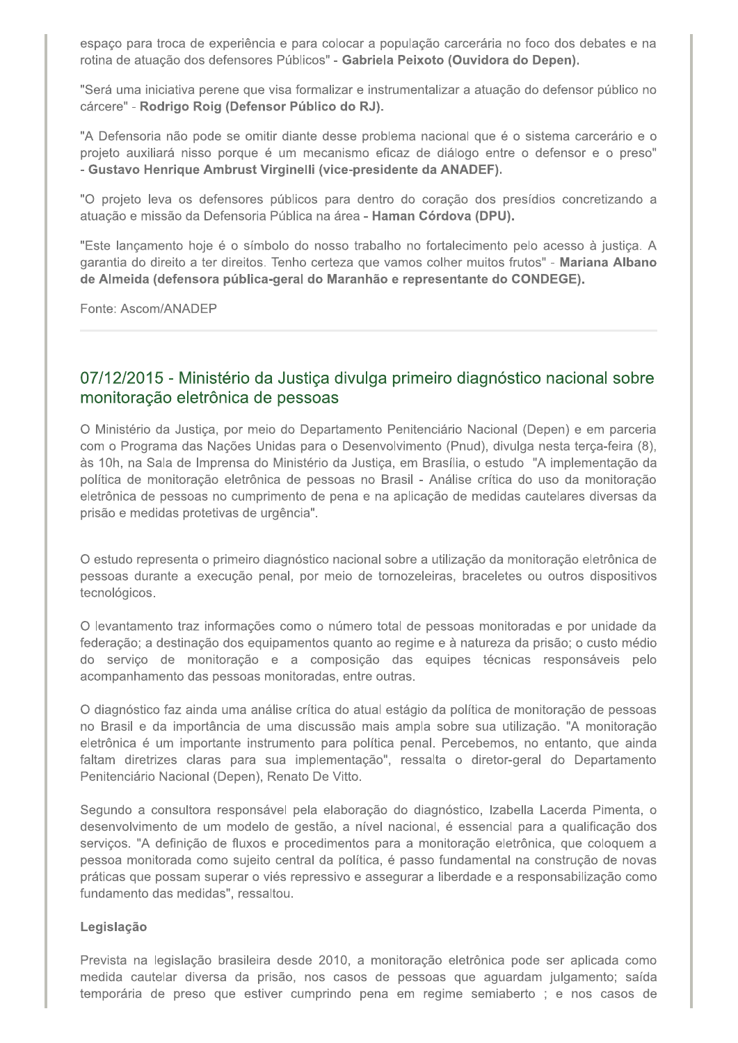espaço para troca de experiência e para colocar a população carcerária no foco dos debates e na rotina de atuação dos defensores Públicos" - **Gabriela Peixoto (Ouvidora do Depen).**

"Será uma iniciativa perene que visa formalizar e instrumentalizar a atuação do defensor público no cárcere" - **Rodrigo Roig (Defensor Público do RJ).**

"A Defensoria não pode se omitir diante desse problema nacional que é o sistema carcerário e o projeto auxiliará nisso porque é um mecanismo eficaz de diálogo entre o defensor e o preso" - **Gustavo Henrique Ambrust Virginelli (vice-presidente da ANADEF).**

"O projeto leva os defensores públicos para dentro do coração dos presídios concretizando a atuação e missão da Defensoria Pública na área - **Haman Córdova (DPU).**

"Este lançamento hoje é o símbolo do nosso trabalho no fortalecimento pelo acesso à justiça. A garantia do direito a ter direitos. Tenho certeza que vamos colher muitos frutos" - **Mariana Albano de Almeida (defensora pública-geral do Maranhão e representante do CONDEGE).**

Fonte: Ascom/ANADEP

---

## 07/12/2015 - Ministério da Justiça divulga primeiro diagnóstico nacional sobre monitoração eletrônica de pessoas

O Ministério da Justiça, por meio do Departamento Penitenciário Nacional (Depen) e em parceria com o Programa das Nações Unidas para o Desenvolvimento (Pnud), divulga nesta terça-feira (8), às 10h, na Sala de Imprensa do Ministério da Justiça, em Brasília, o estudo "A implementação da política de monitoração eletrônica de pessoas no Brasil - Análise crítica do uso da monitoração eletrônica de pessoas no cumprimento de pena e na aplicação de medidas cautelares diversas da prisão e medidas protetivas de urgência".

O estudo representa o primeiro diagnóstico nacional sobre a utilização da monitoração eletrônica de pessoas durante a execução penal, por meio de tornozeleiras, braceletes ou outros dispositivos tecnológicos.

O levantamento traz informações como o número total de pessoas monitoradas e por unidade da federação; a destinação dos equipamentos quanto ao regime e à natureza da prisão; o custo médio do serviço de monitoração e a composição das equipes técnicas responsáveis pelo acompanhamento das pessoas monitoradas, entre outras.

O diagnóstico faz ainda uma análise crítica do atual estágio da política de monitoração de pessoas no Brasil e da importância de uma discussão mais ampla sobre sua utilização. "A monitoração eletrônica é um importante instrumento para política penal. Percebemos, no entanto, que ainda faltam diretrizes claras para sua implementação", ressalta o diretor-geral do Departamento Penitenciário Nacional (Depen), Renato De Vitto.

Segundo a consultora responsável pela elaboração do diagnóstico, Izabella Lacerda Pimenta, o desenvolvimento de um modelo de gestão, a nível nacional, é essencial para a qualificação dos serviços. "A definição de fluxos e procedimentos para a monitoração eletrônica, que coloquem a pessoa monitorada como sujeito central da política, é passo fundamental na construção de novas práticas que possam superar o viés repressivo e assegurar a liberdade e a responsabilização como fundamento das medidas", ressaltou.

**Legislação**

Prevista na legislação brasileira desde 2010, a monitoração eletrônica pode ser aplicada como medida cautelar diversa da prisão, nos casos de pessoas que aguardam julgamento; saída temporária de preso que estiver cumprindo pena em regime semiaberto ; e nos casos de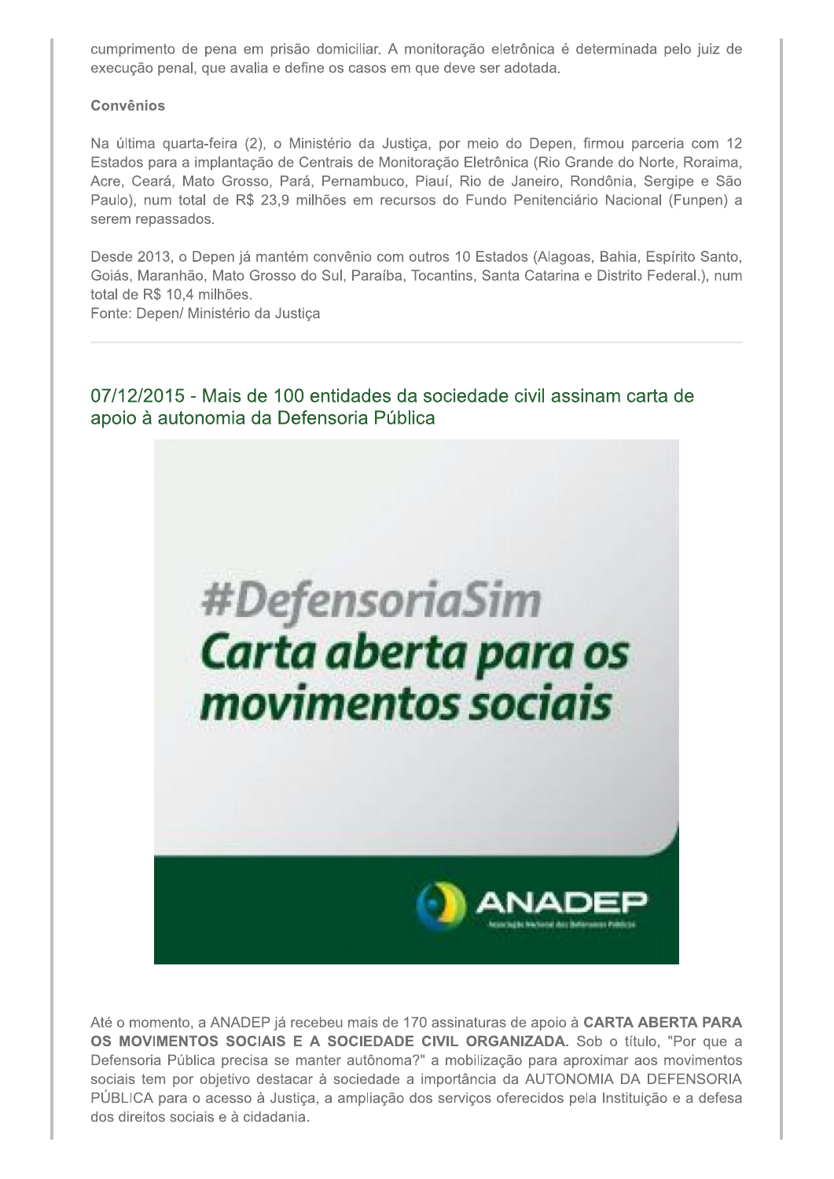cumprimento de pena em prisão domiciliar. A monitoração eletrônica é determinada pelo juiz de execução penal, que avalia e define os casos em que deve ser adotada.

**Convênios**

Na última quarta-feira (2), o Ministério da Justiça, por meio do Depen, firmou parceria com 12 Estados para a implantação de Centrais de Monitoração Eletrônica (Rio Grande do Norte, Roraima, Acre, Ceará, Mato Grosso, Pará, Pernambuco, Piauí, Rio de Janeiro, Rondônia, Sergipe e São Paulo), num total de R$ 23,9 milhões em recursos do Fundo Penitenciário Nacional (Funpen) a serem repassados.

Desde 2013, o Depen já mantém convênio com outros 10 Estados (Alagoas, Bahia, Espírito Santo, Goiás, Maranhão, Mato Grosso do Sul, Paraíba, Tocantins, Santa Catarina e Distrito Federal.), num total de R$ 10,4 milhões.
Fonte: Depen/ Ministério da Justiça

---

## 07/12/2015 - Mais de 100 entidades da sociedade civil assinam carta de apoio à autonomia da Defensoria Pública

#DefensoriaSim
Carta aberta para os movimentos sociais

ANADEP

Até o momento, a ANADEP já recebeu mais de 170 assinaturas de apoio à **CARTA ABERTA PARA OS MOVIMENTOS SOCIAIS E A SOCIEDADE CIVIL ORGANIZADA.** Sob o título, "Por que a Defensoria Pública precisa se manter autônoma?" a mobilização para aproximar aos movimentos sociais tem por objetivo destacar à sociedade a importância da AUTONOMIA DA DEFENSORIA PÚBLICA para o acesso à Justiça, a ampliação dos serviços oferecidos pela Instituição e a defesa dos direitos sociais e à cidadania.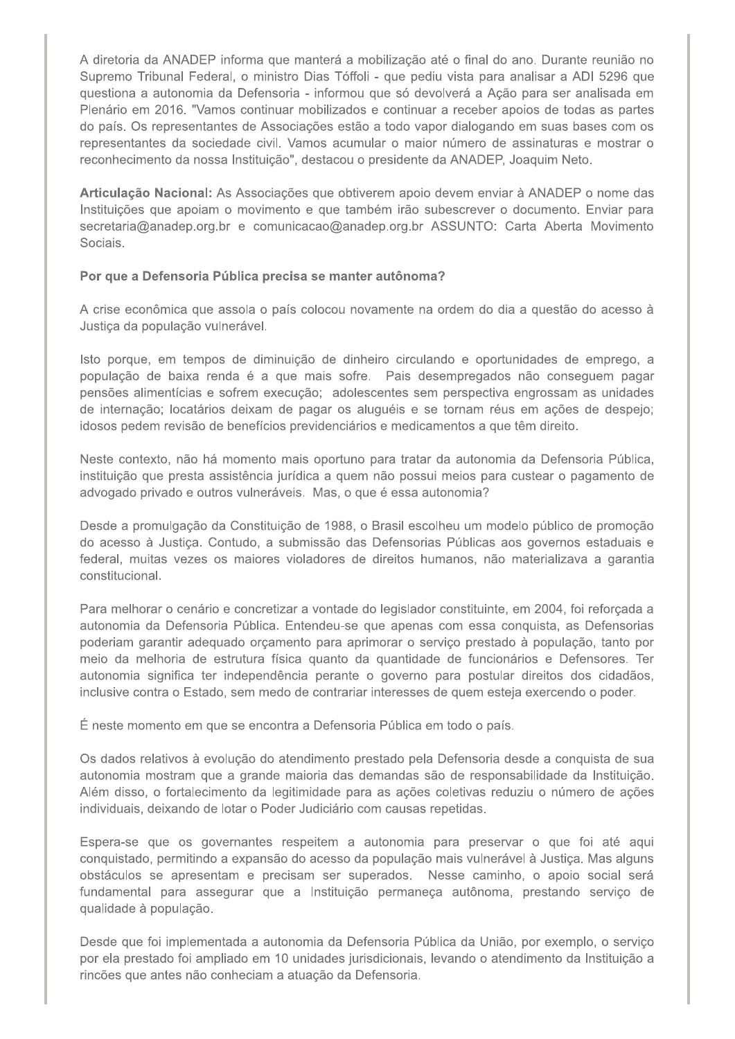A diretoria da ANADEP informa que manterá a mobilização até o final do ano. Durante reunião no Supremo Tribunal Federal, o ministro Dias Tóffoli - que pediu vista para analisar a ADI 5296 que questiona a autonomia da Defensoria - informou que só devolverá a Ação para ser analisada em Plenário em 2016. "Vamos continuar mobilizados e continuar a receber apoios de todas as partes do país. Os representantes de Associações estão a todo vapor dialogando em suas bases com os representantes da sociedade civil. Vamos acumular o maior número de assinaturas e mostrar o reconhecimento da nossa Instituição", destacou o presidente da ANADEP, Joaquim Neto.

**Articulação Nacional:** As Associações que obtiverem apoio devem enviar à ANADEP o nome das Instituições que apoiam o movimento e que também irão subescrever o documento. Enviar para secretaria@anadep.org.br e comunicacao@anadep.org.br ASSUNTO: Carta Aberta Movimento Sociais.

**Por que a Defensoria Pública precisa se manter autônoma?**

A crise econômica que assola o país colocou novamente na ordem do dia a questão do acesso à Justiça da população vulnerável.

Isto porque, em tempos de diminuição de dinheiro circulando e oportunidades de emprego, a população de baixa renda é a que mais sofre. Pais desempregados não conseguem pagar pensões alimentícias e sofrem execução; adolescentes sem perspectiva engrossam as unidades de internação; locatários deixam de pagar os aluguéis e se tornam réus em ações de despejo; idosos pedem revisão de benefícios previdenciários e medicamentos a que têm direito.

Neste contexto, não há momento mais oportuno para tratar da autonomia da Defensoria Pública, instituição que presta assistência jurídica a quem não possui meios para custear o pagamento de advogado privado e outros vulneráveis. Mas, o que é essa autonomia?

Desde a promulgação da Constituição de 1988, o Brasil escolheu um modelo público de promoção do acesso à Justiça. Contudo, a submissão das Defensorias Públicas aos governos estaduais e federal, muitas vezes os maiores violadores de direitos humanos, não materializava a garantia constitucional.

Para melhorar o cenário e concretizar a vontade do legislador constituinte, em 2004, foi reforçada a autonomia da Defensoria Pública. Entendeu-se que apenas com essa conquista, as Defensorias poderiam garantir adequado orçamento para aprimorar o serviço prestado à população, tanto por meio da melhoria de estrutura física quanto da quantidade de funcionários e Defensores. Ter autonomia significa ter independência perante o governo para postular direitos dos cidadãos, inclusive contra o Estado, sem medo de contrariar interesses de quem esteja exercendo o poder.

É neste momento em que se encontra a Defensoria Pública em todo o país.

Os dados relativos à evolução do atendimento prestado pela Defensoria desde a conquista de sua autonomia mostram que a grande maioria das demandas são de responsabilidade da Instituição. Além disso, o fortalecimento da legitimidade para as ações coletivas reduziu o número de ações individuais, deixando de lotar o Poder Judiciário com causas repetidas.

Espera-se que os governantes respeitem a autonomia para preservar o que foi até aqui conquistado, permitindo a expansão do acesso da população mais vulnerável à Justiça. Mas alguns obstáculos se apresentam e precisam ser superados. Nesse caminho, o apoio social será fundamental para assegurar que a Instituição permaneça autônoma, prestando serviço de qualidade à população.

Desde que foi implementada a autonomia da Defensoria Pública da União, por exemplo, o serviço por ela prestado foi ampliado em 10 unidades jurisdicionais, levando o atendimento da Instituição a rincões que antes não conheciam a atuação da Defensoria.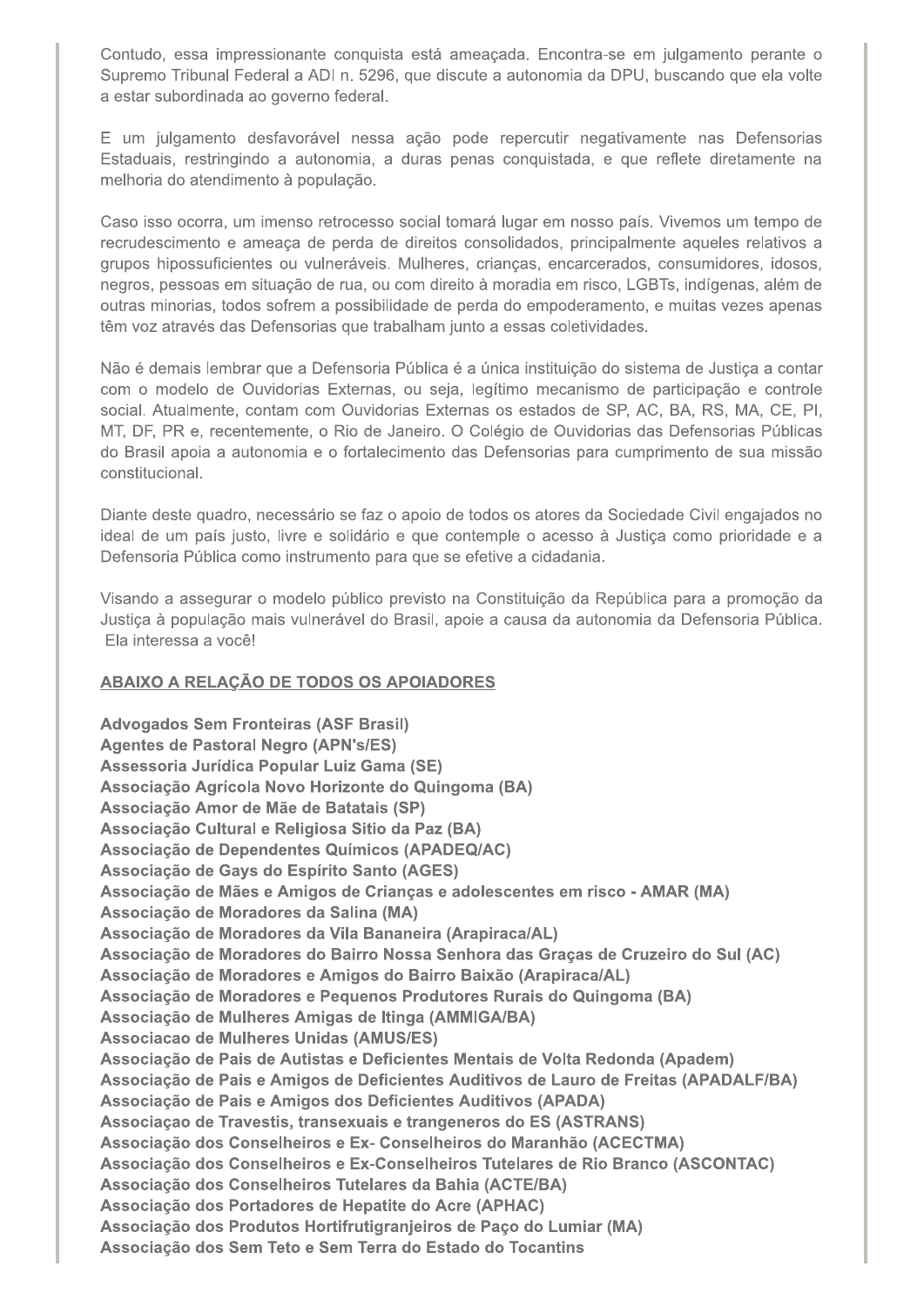Contudo, essa impressionante conquista está ameaçada. Encontra-se em julgamento perante o Supremo Tribunal Federal a ADI n. 5296, que discute a autonomia da DPU, buscando que ela volte a estar subordinada ao governo federal.

E um julgamento desfavorável nessa ação pode repercutir negativamente nas Defensorias Estaduais, restringindo a autonomia, a duras penas conquistada, e que reflete diretamente na melhoria do atendimento à população.

Caso isso ocorra, um imenso retrocesso social tomará lugar em nosso país. Vivemos um tempo de recrudescimento e ameaça de perda de direitos consolidados, principalmente aqueles relativos a grupos hipossuficientes ou vulneráveis. Mulheres, crianças, encarcerados, consumidores, idosos, negros, pessoas em situação de rua, ou com direito à moradia em risco, LGBTs, indígenas, além de outras minorias, todos sofrem a possibilidade de perda do empoderamento, e muitas vezes apenas têm voz através das Defensorias que trabalham junto a essas coletividades.

Não é demais lembrar que a Defensoria Pública é a única instituição do sistema de Justiça a contar com o modelo de Ouvidorias Externas, ou seja, legítimo mecanismo de participação e controle social. Atualmente, contam com Ouvidorias Externas os estados de SP, AC, BA, RS, MA, CE, PI, MT, DF, PR e, recentemente, o Rio de Janeiro. O Colégio de Ouvidorias das Defensorias Públicas do Brasil apoia a autonomia e o fortalecimento das Defensorias para cumprimento de sua missão constitucional.

Diante deste quadro, necessário se faz o apoio de todos os atores da Sociedade Civil engajados no ideal de um país justo, livre e solidário e que contemple o acesso à Justiça como prioridade e a Defensoria Pública como instrumento para que se efetive a cidadania.

Visando a assegurar o modelo público previsto na Constituição da República para a promoção da Justiça à população mais vulnerável do Brasil, apoie a causa da autonomia da Defensoria Pública. Ela interessa a você!

**ABAIXO A RELAÇÃO DE TODOS OS APOIADORES**

**Advogados Sem Fronteiras (ASF Brasil)**
**Agentes de Pastoral Negro (APN's/ES)**
**Assessoria Jurídica Popular Luiz Gama (SE)**
**Associação Agrícola Novo Horizonte do Quingoma (BA)**
**Associação Amor de Mãe de Batatais (SP)**
**Associação Cultural e Religiosa Sitio da Paz (BA)**
**Associação de Dependentes Químicos (APADEQ/AC)**
**Associação de Gays do Espírito Santo (AGES)**
**Associação de Mães e Amigos de Crianças e adolescentes em risco - AMAR (MA)**
**Associação de Moradores da Salina (MA)**
**Associação de Moradores da Vila Bananeira (Arapiraca/AL)**
**Associação de Moradores do Bairro Nossa Senhora das Graças de Cruzeiro do Sul (AC)**
**Associação de Moradores e Amigos do Bairro Baixão (Arapiraca/AL)**
**Associação de Moradores e Pequenos Produtores Rurais do Quingoma (BA)**
**Associação de Mulheres Amigas de Itinga (AMMIGA/BA)**
**Associacao de Mulheres Unidas (AMUS/ES)**
**Associação de Pais de Autistas e Deficientes Mentais de Volta Redonda (Apadem)**
**Associação de Pais e Amigos de Deficientes Auditivos de Lauro de Freitas (APADALF/BA)**
**Associação de Pais e Amigos dos Deficientes Auditivos (APADA)**
**Associaçao de Travestis, transexuais e trangeneros do ES (ASTRANS)**
**Associação dos Conselheiros e Ex- Conselheiros do Maranhão (ACECTMA)**
**Associação dos Conselheiros e Ex-Conselheiros Tutelares de Rio Branco (ASCONTAC)**
**Associação dos Conselheiros Tutelares da Bahia (ACTE/BA)**
**Associação dos Portadores de Hepatite do Acre (APHAC)**
**Associação dos Produtos Hortifrutigranjeiros de Paço do Lumiar (MA)**
**Associação dos Sem Teto e Sem Terra do Estado do Tocantins**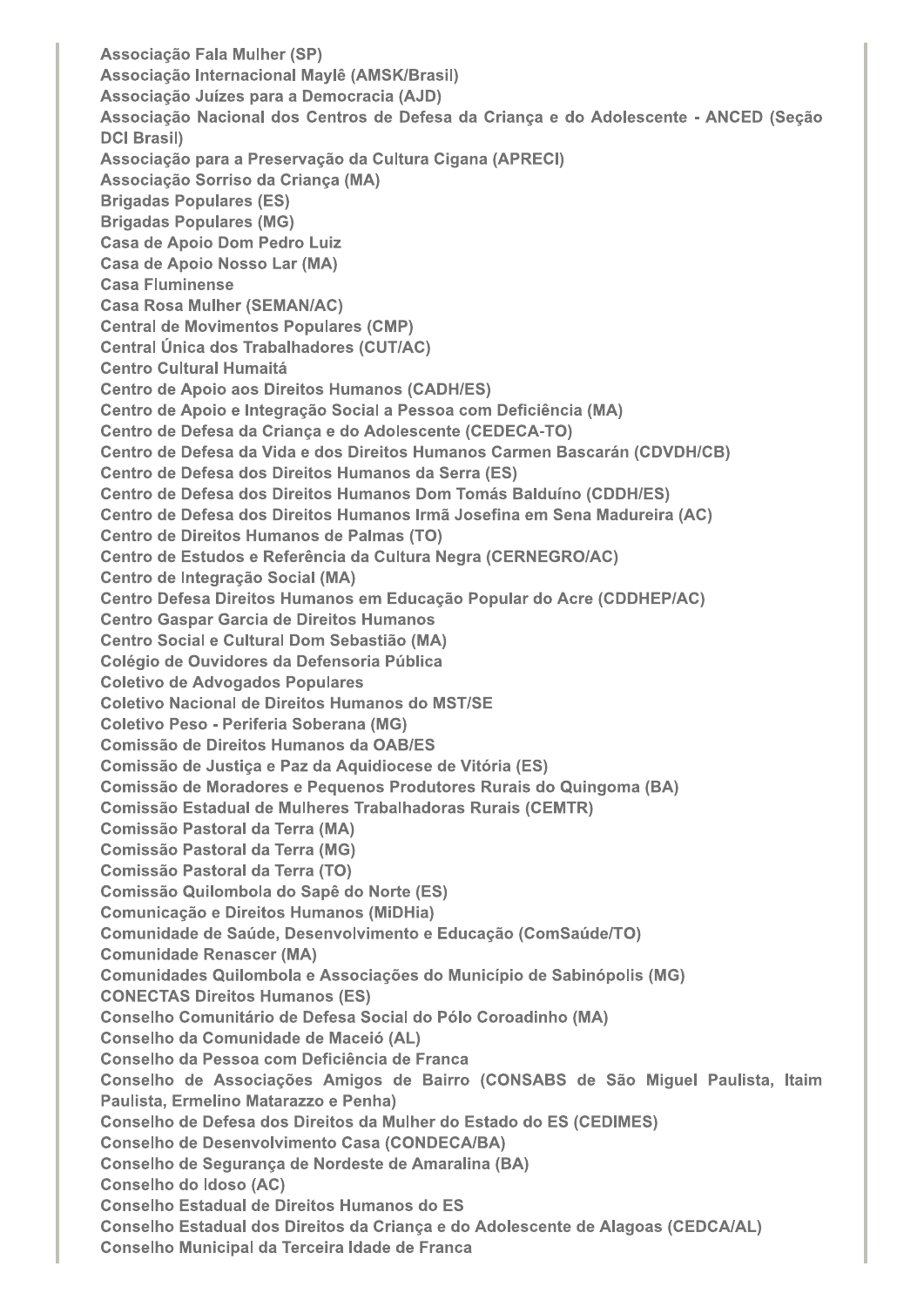Associação Fala Mulher (SP)
Associação Internacional Maylê (AMSK/Brasil)
Associação Juízes para a Democracia (AJD)
Associação Nacional dos Centros de Defesa da Criança e do Adolescente - ANCED (Seção DCI Brasil)
Associação para a Preservação da Cultura Cigana (APRECI)
Associação Sorriso da Criança (MA)
Brigadas Populares (ES)
Brigadas Populares (MG)
Casa de Apoio Dom Pedro Luiz
Casa de Apoio Nosso Lar (MA)
Casa Fluminense
Casa Rosa Mulher (SEMAN/AC)
Central de Movimentos Populares (CMP)
Central Única dos Trabalhadores (CUT/AC)
Centro Cultural Humaitá
Centro de Apoio aos Direitos Humanos (CADH/ES)
Centro de Apoio e Integração Social a Pessoa com Deficiência (MA)
Centro de Defesa da Criança e do Adolescente (CEDECA-TO)
Centro de Defesa da Vida e dos Direitos Humanos Carmen Bascarán (CDVDH/CB)
Centro de Defesa dos Direitos Humanos da Serra (ES)
Centro de Defesa dos Direitos Humanos Dom Tomás Balduíno (CDDH/ES)
Centro de Defesa dos Direitos Humanos Irmã Josefina em Sena Madureira (AC)
Centro de Direitos Humanos de Palmas (TO)
Centro de Estudos e Referência da Cultura Negra (CERNEGRO/AC)
Centro de Integração Social (MA)
Centro Defesa Direitos Humanos em Educação Popular do Acre (CDDHEP/AC)
Centro Gaspar Garcia de Direitos Humanos
Centro Social e Cultural Dom Sebastião (MA)
Colégio de Ouvidores da Defensoria Pública
Coletivo de Advogados Populares
Coletivo Nacional de Direitos Humanos do MST/SE
Coletivo Peso - Periferia Soberana (MG)
Comissão de Direitos Humanos da OAB/ES
Comissão de Justiça e Paz da Aquidiocese de Vitória (ES)
Comissão de Moradores e Pequenos Produtores Rurais do Quingoma (BA)
Comissão Estadual de Mulheres Trabalhadoras Rurais (CEMTR)
Comissão Pastoral da Terra (MA)
Comissão Pastoral da Terra (MG)
Comissão Pastoral da Terra (TO)
Comissão Quilombola do Sapê do Norte (ES)
Comunicação e Direitos Humanos (MiDHia)
Comunidade de Saúde, Desenvolvimento e Educação (ComSaúde/TO)
Comunidade Renascer (MA)
Comunidades Quilombola e Associações do Município de Sabinópolis (MG)
CONECTAS Direitos Humanos (ES)
Conselho Comunitário de Defesa Social do Pólo Coroadinho (MA)
Conselho da Comunidade de Maceió (AL)
Conselho da Pessoa com Deficiência de Franca
Conselho de Associações Amigos de Bairro (CONSABS de São Miguel Paulista, Itaim Paulista, Ermelino Matarazzo e Penha)
Conselho de Defesa dos Direitos da Mulher do Estado do ES (CEDIMES)
Conselho de Desenvolvimento Casa (CONDECA/BA)
Conselho de Segurança de Nordeste de Amaralina (BA)
Conselho do Idoso (AC)
Conselho Estadual de Direitos Humanos do ES
Conselho Estadual dos Direitos da Criança e do Adolescente de Alagoas (CEDCA/AL)
Conselho Municipal da Terceira Idade de Franca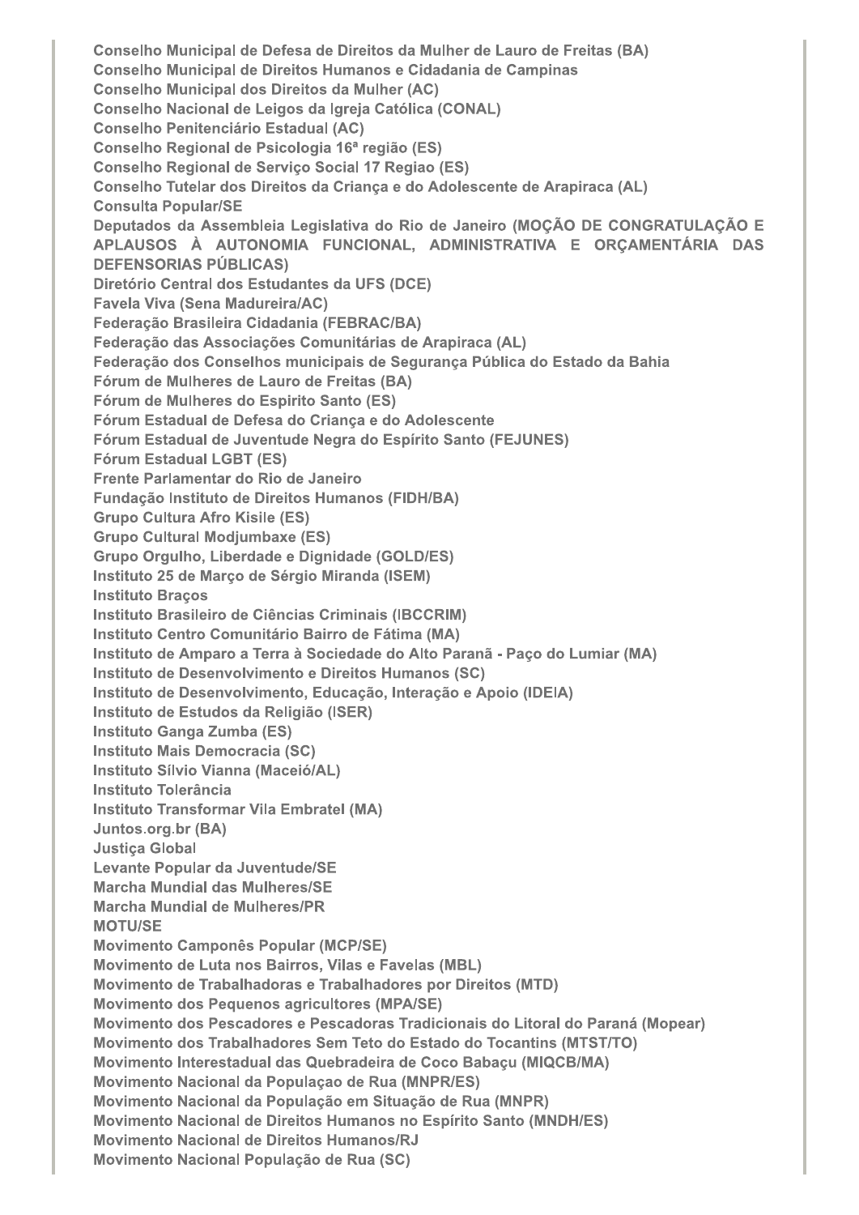Conselho Municipal de Defesa de Direitos da Mulher de Lauro de Freitas (BA)
Conselho Municipal de Direitos Humanos e Cidadania de Campinas
Conselho Municipal dos Direitos da Mulher (AC)
Conselho Nacional de Leigos da Igreja Católica (CONAL)
Conselho Penitenciário Estadual (AC)
Conselho Regional de Psicologia 16ª região (ES)
Conselho Regional de Serviço Social 17 Regiao (ES)
Conselho Tutelar dos Direitos da Criança e do Adolescente de Arapiraca (AL)
Consulta Popular/SE
Deputados da Assembleia Legislativa do Rio de Janeiro (MOÇÃO DE CONGRATULAÇÃO E APLAUSOS À AUTONOMIA FUNCIONAL, ADMINISTRATIVA E ORÇAMENTÁRIA DAS DEFENSORIAS PÚBLICAS)
Diretório Central dos Estudantes da UFS (DCE)
Favela Viva (Sena Madureira/AC)
Federação Brasileira Cidadania (FEBRAC/BA)
Federação das Associações Comunitárias de Arapiraca (AL)
Federação dos Conselhos municipais de Segurança Pública do Estado da Bahia
Fórum de Mulheres de Lauro de Freitas (BA)
Fórum de Mulheres do Espirito Santo (ES)
Fórum Estadual de Defesa do Criança e do Adolescente
Fórum Estadual de Juventude Negra do Espírito Santo (FEJUNES)
Fórum Estadual LGBT (ES)
Frente Parlamentar do Rio de Janeiro
Fundação Instituto de Direitos Humanos (FIDH/BA)
Grupo Cultura Afro Kisile (ES)
Grupo Cultural Modjumbaxe (ES)
Grupo Orgulho, Liberdade e Dignidade (GOLD/ES)
Instituto 25 de Março de Sérgio Miranda (ISEM)
Instituto Braços
Instituto Brasileiro de Ciências Criminais (IBCCRIM)
Instituto Centro Comunitário Bairro de Fátima (MA)
Instituto de Amparo a Terra à Sociedade do Alto Paranã - Paço do Lumiar (MA)
Instituto de Desenvolvimento e Direitos Humanos (SC)
Instituto de Desenvolvimento, Educação, Interação e Apoio (IDEIA)
Instituto de Estudos da Religião (ISER)
Instituto Ganga Zumba (ES)
Instituto Mais Democracia (SC)
Instituto Sílvio Vianna (Maceió/AL)
Instituto Tolerância
Instituto Transformar Vila Embratel (MA)
Juntos.org.br (BA)
Justiça Global
Levante Popular da Juventude/SE
Marcha Mundial das Mulheres/SE
Marcha Mundial de Mulheres/PR
MOTU/SE
Movimento Camponês Popular (MCP/SE)
Movimento de Luta nos Bairros, Vilas e Favelas (MBL)
Movimento de Trabalhadoras e Trabalhadores por Direitos (MTD)
Movimento dos Pequenos agricultores (MPA/SE)
Movimento dos Pescadores e Pescadoras Tradicionais do Litoral do Paraná (Mopear)
Movimento dos Trabalhadores Sem Teto do Estado do Tocantins (MTST/TO)
Movimento Interestadual das Quebradeira de Coco Babaçu (MIQCB/MA)
Movimento Nacional da Populaçao de Rua (MNPR/ES)
Movimento Nacional da População em Situação de Rua (MNPR)
Movimento Nacional de Direitos Humanos no Espírito Santo (MNDH/ES)
Movimento Nacional de Direitos Humanos/RJ
Movimento Nacional População de Rua (SC)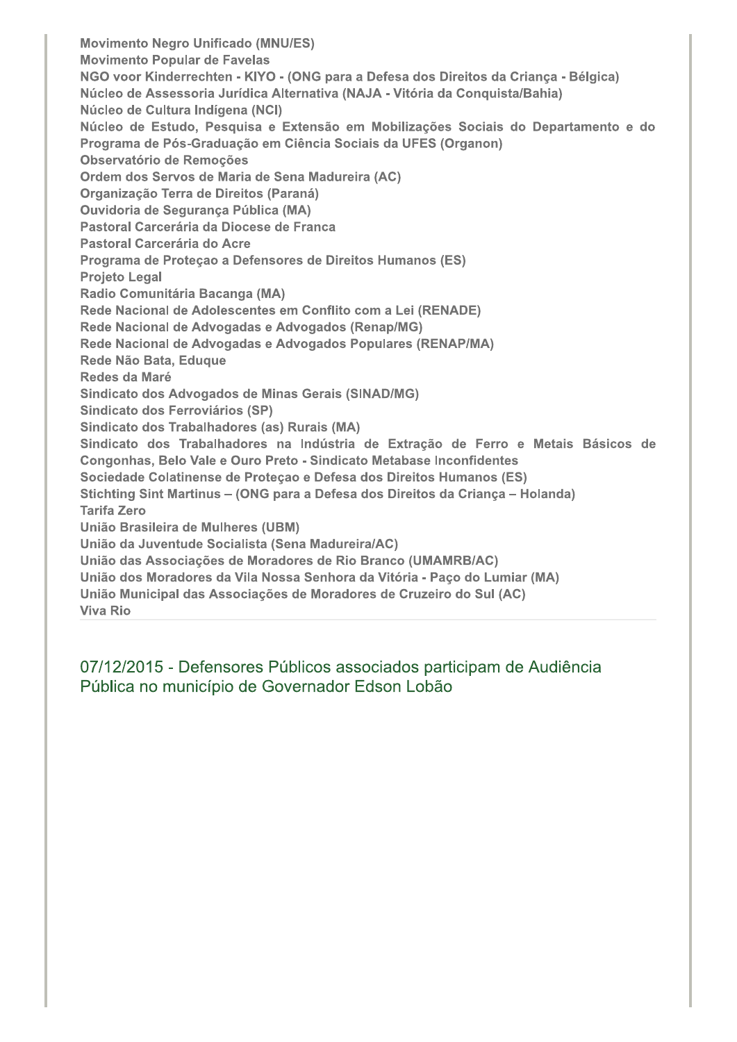**Movimento Negro Unificado (MNU/ES)**
**Movimento Popular de Favelas**
**NGO voor Kinderrechten - KIYO - (ONG para a Defesa dos Direitos da Criança - Bélgica)**
**Núcleo de Assessoria Jurídica Alternativa (NAJA - Vitória da Conquista/Bahia)**
**Núcleo de Cultura Indígena (NCI)**
**Núcleo de Estudo, Pesquisa e Extensão em Mobilizações Sociais do Departamento e do Programa de Pós-Graduação em Ciência Sociais da UFES (Organon)**
**Observatório de Remoções**
**Ordem dos Servos de Maria de Sena Madureira (AC)**
**Organização Terra de Direitos (Paraná)**
**Ouvidoria de Segurança Pública (MA)**
**Pastoral Carcerária da Diocese de Franca**
**Pastoral Carcerária do Acre**
**Programa de Proteçao a Defensores de Direitos Humanos (ES)**
**Projeto Legal**
**Radio Comunitária Bacanga (MA)**
**Rede Nacional de Adolescentes em Conflito com a Lei (RENADE)**
**Rede Nacional de Advogadas e Advogados (Renap/MG)**
**Rede Nacional de Advogadas e Advogados Populares (RENAP/MA)**
**Rede Não Bata, Eduque**
**Redes da Maré**
**Sindicato dos Advogados de Minas Gerais (SINAD/MG)**
**Sindicato dos Ferroviários (SP)**
**Sindicato dos Trabalhadores (as) Rurais (MA)**
**Sindicato dos Trabalhadores na Indústria de Extração de Ferro e Metais Básicos de Congonhas, Belo Vale e Ouro Preto - Sindicato Metabase Inconfidentes**
**Sociedade Colatinense de Proteçao e Defesa dos Direitos Humanos (ES)**
**Stichting Sint Martinus – (ONG para a Defesa dos Direitos da Criança – Holanda)**
**Tarifa Zero**
**União Brasileira de Mulheres (UBM)**
**União da Juventude Socialista (Sena Madureira/AC)**
**União das Associações de Moradores de Rio Branco (UMAMRB/AC)**
**União dos Moradores da Vila Nossa Senhora da Vitória - Paço do Lumiar (MA)**
**União Municipal das Associações de Moradores de Cruzeiro do Sul (AC)**
**Viva Rio**

---

## 07/12/2015 - Defensores Públicos associados participam de Audiência Pública no município de Governador Edson Lobão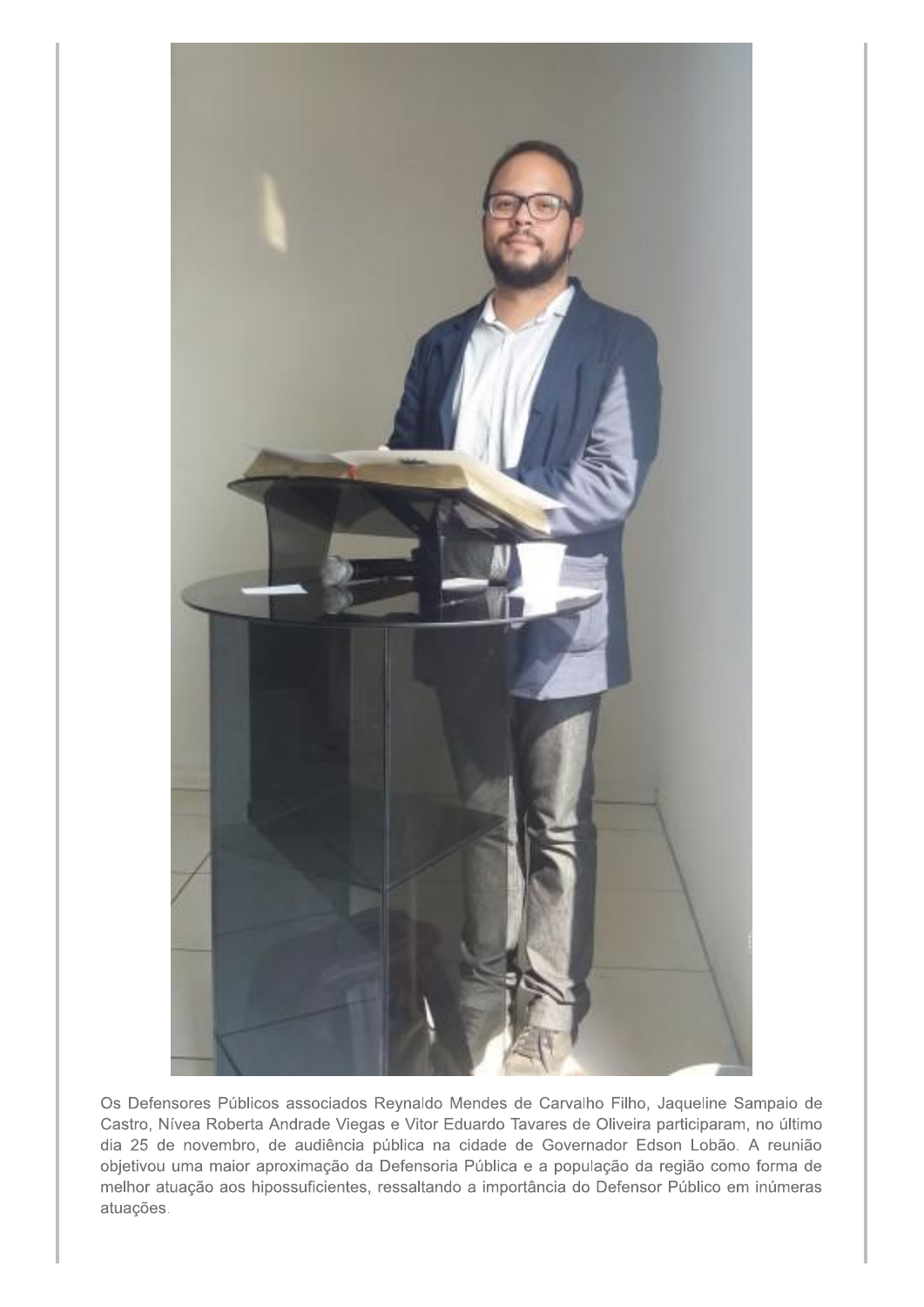Os Defensores Públicos associados Reynaldo Mendes de Carvalho Filho, Jaqueline Sampaio de Castro, Nívea Roberta Andrade Viegas e Vitor Eduardo Tavares de Oliveira participaram, no último dia 25 de novembro, de audiência pública na cidade de Governador Edson Lobão. A reunião objetivou uma maior aproximação da Defensoria Pública e a população da região como forma de melhor atuação aos hipossuficientes, ressaltando a importância do Defensor Público em inúmeras atuações.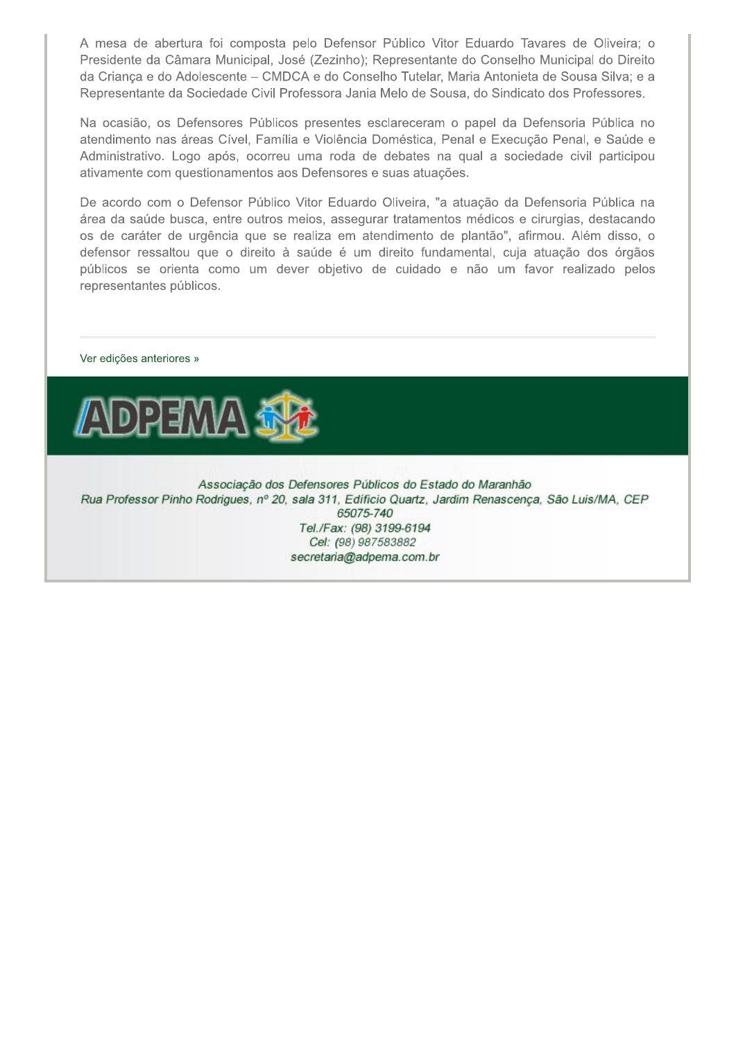A mesa de abertura foi composta pelo Defensor Público Vitor Eduardo Tavares de Oliveira; o Presidente da Câmara Municipal, José (Zezinho); Representante do Conselho Municipal do Direito da Criança e do Adolescente – CMDCA e do Conselho Tutelar, Maria Antonieta de Sousa Silva; e a Representante da Sociedade Civil Professora Jania Melo de Sousa, do Sindicato dos Professores.

Na ocasião, os Defensores Públicos presentes esclareceram o papel da Defensoria Pública no atendimento nas áreas Cível, Família e Violência Doméstica, Penal e Execução Penal, e Saúde e Administrativo. Logo após, ocorreu uma roda de debates na qual a sociedade civil participou ativamente com questionamentos aos Defensores e suas atuações.

De acordo com o Defensor Público Vitor Eduardo Oliveira, "a atuação da Defensoria Pública na área da saúde busca, entre outros meios, assegurar tratamentos médicos e cirurgias, destacando os de caráter de urgência que se realiza em atendimento de plantão", afirmou. Além disso, o defensor ressaltou que o direito à saúde é um direito fundamental, cuja atuação dos órgãos públicos se orienta como um dever objetivo de cuidado e não um favor realizado pelos representantes públicos.

---

Ver edições anteriores »

ADPEMA

*Associação dos Defensores Públicos do Estado do Maranhão*
*Rua Professor Pinho Rodrigues, nº 20, sala 311, Edifício Quartz, Jardim Renascença, São Luís/MA, CEP 65075-740*
*Tel./Fax: (98) 3199-6194*
*Cel: (98) 987583882*
*secretaria@adpema.com.br*